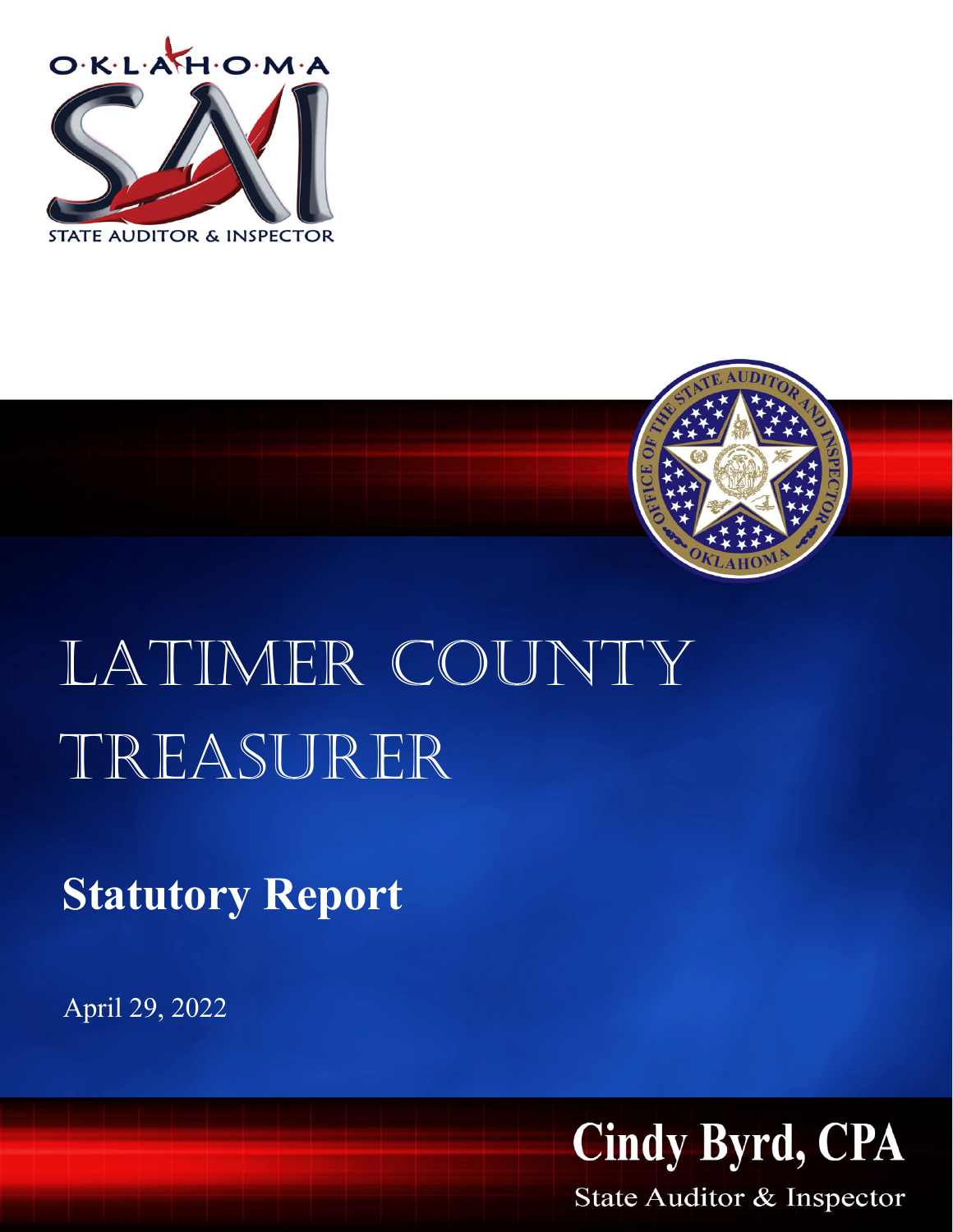OKLAHOMA

STATE AUDITOR & INSPECTOR

# LATIMER COUNTY TREASURER

## Statutory Report

April 29, 2022

**Cindy Byrd, CPA**

State Auditor & Inspector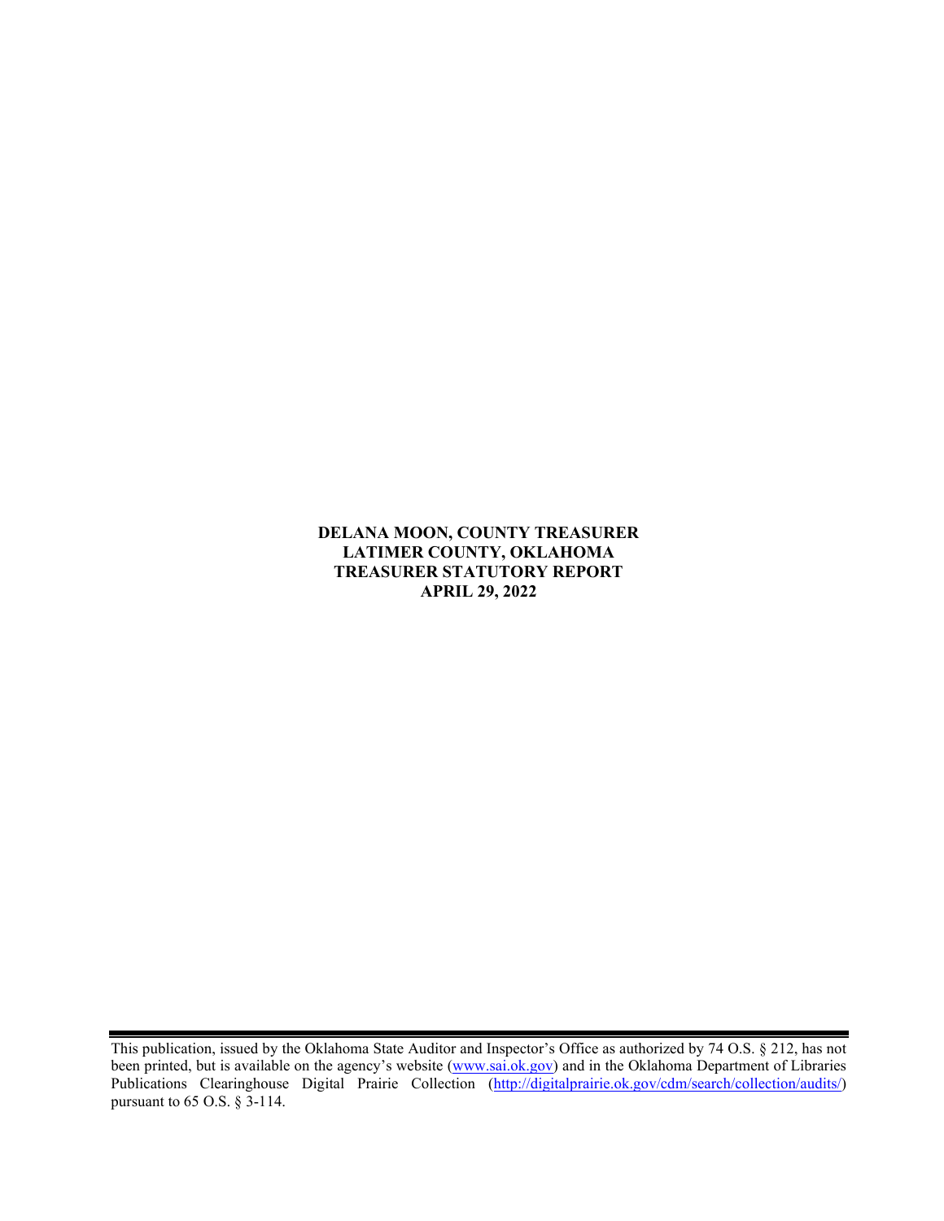**DELANA MOON, COUNTY TREASURER**
**LATIMER COUNTY, OKLAHOMA**
**TREASURER STATUTORY REPORT**
**APRIL 29, 2022**

This publication, issued by the Oklahoma State Auditor and Inspector's Office as authorized by 74 O.S. § 212, has not been printed, but is available on the agency's website (www.sai.ok.gov) and in the Oklahoma Department of Libraries Publications Clearinghouse Digital Prairie Collection (http://digitalprairie.ok.gov/cdm/search/collection/audits/) pursuant to 65 O.S. § 3-114.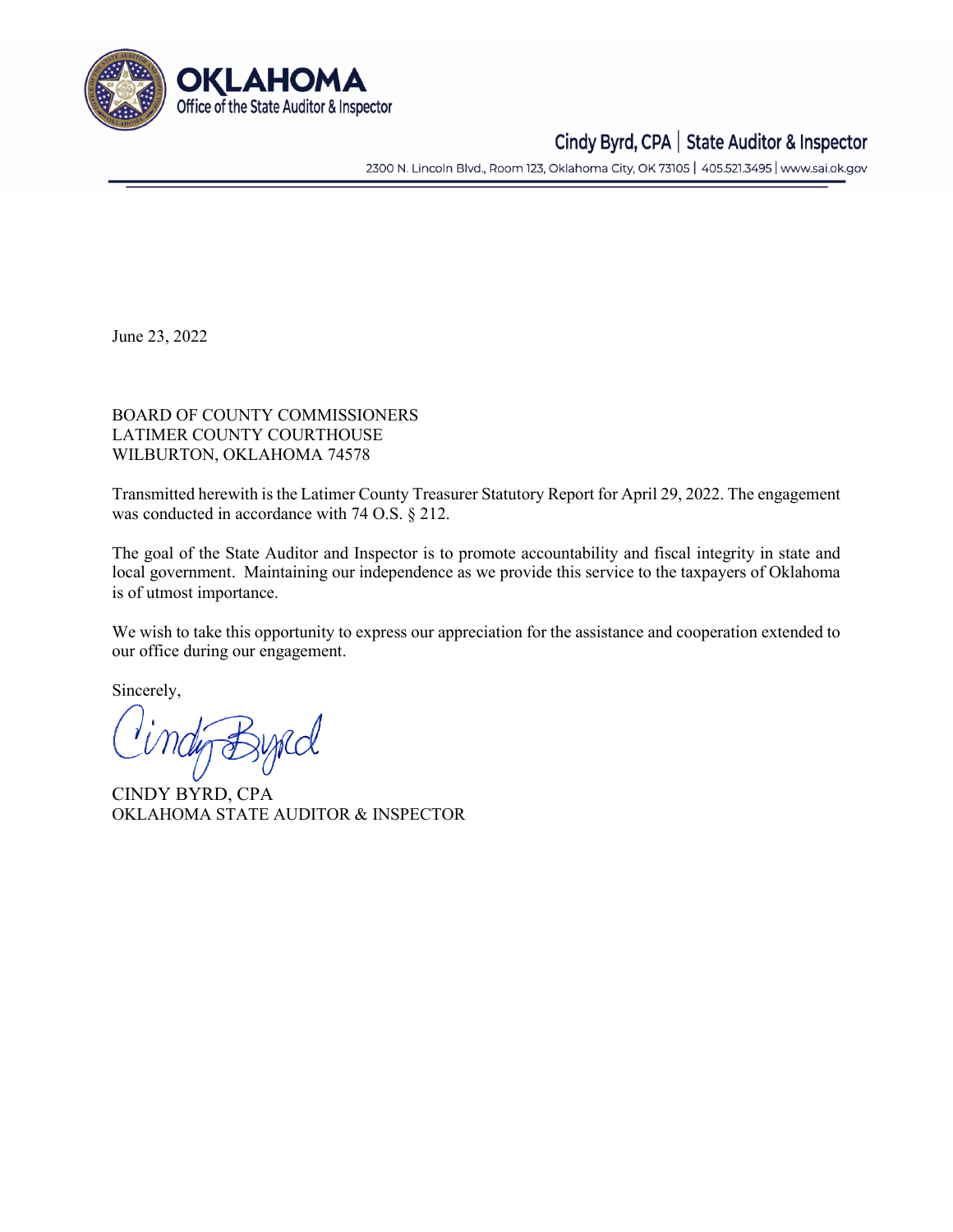**OKLAHOMA**
Office of the State Auditor & Inspector

Cindy Byrd, CPA | State Auditor & Inspector

2300 N. Lincoln Blvd., Room 123, Oklahoma City, OK 73105 | 405.521.3495 | www.sai.ok.gov

June 23, 2022

BOARD OF COUNTY COMMISSIONERS
LATIMER COUNTY COURTHOUSE
WILBURTON, OKLAHOMA 74578

Transmitted herewith is the Latimer County Treasurer Statutory Report for April 29, 2022. The engagement was conducted in accordance with 74 O.S. § 212.

The goal of the State Auditor and Inspector is to promote accountability and fiscal integrity in state and local government. Maintaining our independence as we provide this service to the taxpayers of Oklahoma is of utmost importance.

We wish to take this opportunity to express our appreciation for the assistance and cooperation extended to our office during our engagement.

Sincerely,

Cindy Byrd

CINDY BYRD, CPA
OKLAHOMA STATE AUDITOR & INSPECTOR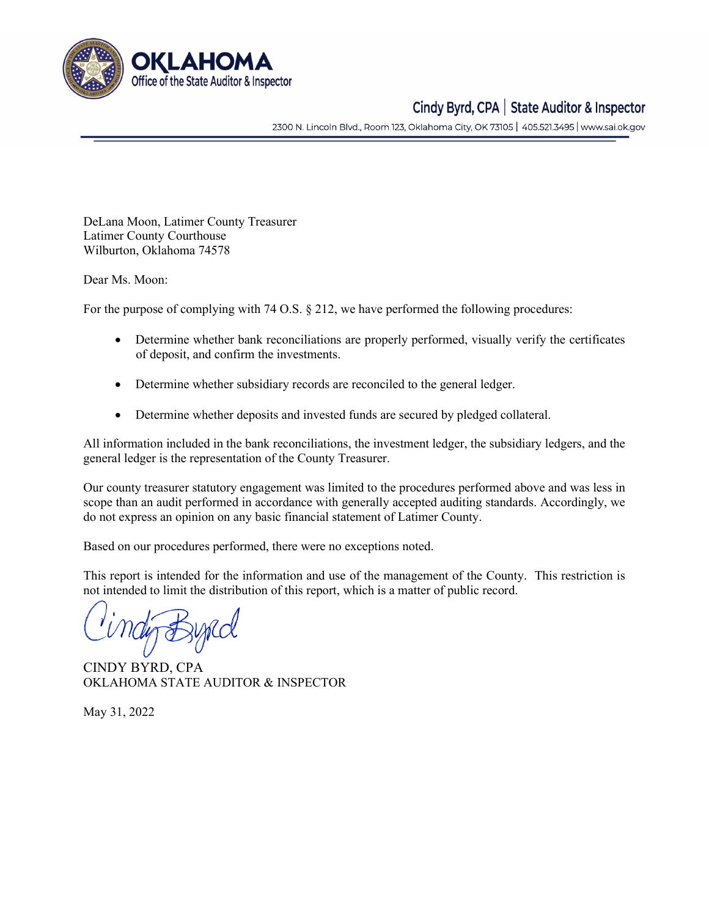**OKLAHOMA**
Office of the State Auditor & Inspector

Cindy Byrd, CPA | State Auditor & Inspector

2300 N. Lincoln Blvd., Room 123, Oklahoma City, OK 73105 | 405.521.3495 | www.sai.ok.gov

DeLana Moon, Latimer County Treasurer
Latimer County Courthouse
Wilburton, Oklahoma 74578

Dear Ms. Moon:

For the purpose of complying with 74 O.S. § 212, we have performed the following procedures:

- Determine whether bank reconciliations are properly performed, visually verify the certificates of deposit, and confirm the investments.
- Determine whether subsidiary records are reconciled to the general ledger.
- Determine whether deposits and invested funds are secured by pledged collateral.

All information included in the bank reconciliations, the investment ledger, the subsidiary ledgers, and the general ledger is the representation of the County Treasurer.

Our county treasurer statutory engagement was limited to the procedures performed above and was less in scope than an audit performed in accordance with generally accepted auditing standards. Accordingly, we do not express an opinion on any basic financial statement of Latimer County.

Based on our procedures performed, there were no exceptions noted.

This report is intended for the information and use of the management of the County. This restriction is not intended to limit the distribution of this report, which is a matter of public record.

Cindy Byrd

CINDY BYRD, CPA
OKLAHOMA STATE AUDITOR & INSPECTOR

May 31, 2022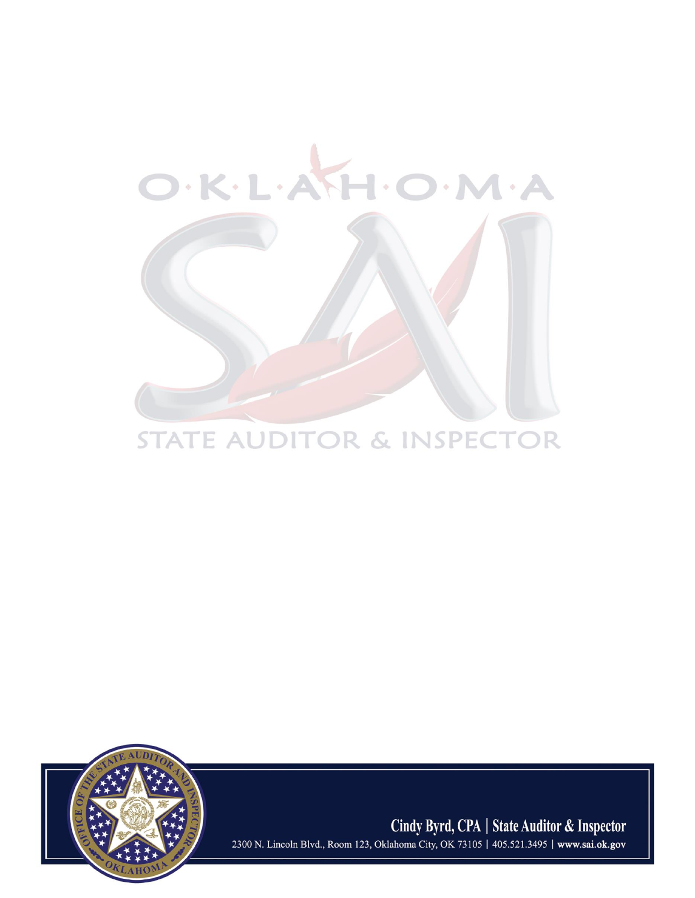OKLAHOMA

SAI

STATE AUDITOR & INSPECTOR

Cindy Byrd, CPA | State Auditor & Inspector

2300 N. Lincoln Blvd., Room 123, Oklahoma City, OK 73105 | 405.521.3495 | **www.sai.ok.gov**